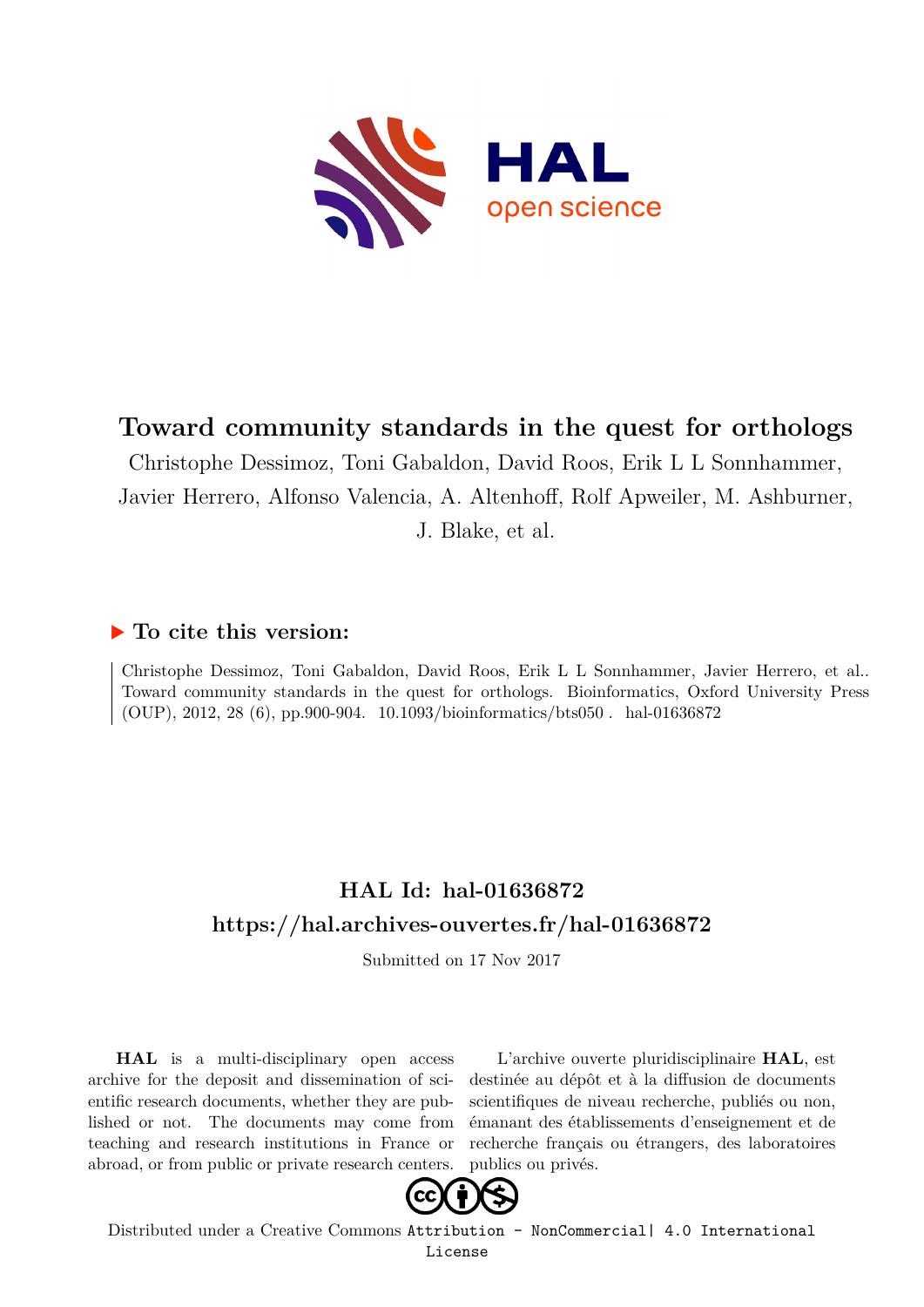# Toward community standards in the quest for orthologs

Christophe Dessimoz, Toni Gabaldon, David Roos, Erik L L Sonnhammer, Javier Herrero, Alfonso Valencia, A. Altenhoff, Rolf Apweiler, M. Ashburner, J. Blake, et al.

## ▶ To cite this version:

Christophe Dessimoz, Toni Gabaldon, David Roos, Erik L L Sonnhammer, Javier Herrero, et al.. Toward community standards in the quest for orthologs. Bioinformatics, Oxford University Press (OUP), 2012, 28 (6), pp.900-904. 10.1093/bioinformatics/bts050 . hal-01636872

## HAL Id: hal-01636872
## https://hal.archives-ouvertes.fr/hal-01636872

Submitted on 17 Nov 2017

**HAL** is a multi-disciplinary open access archive for the deposit and dissemination of scientific research documents, whether they are published or not. The documents may come from teaching and research institutions in France or abroad, or from public or private research centers.

L'archive ouverte pluridisciplinaire **HAL**, est destinée au dépôt et à la diffusion de documents scientifiques de niveau recherche, publiés ou non, émanant des établissements d'enseignement et de recherche français ou étrangers, des laboratoires publics ou privés.

Distributed under a Creative Commons Attribution - NonCommercial| 4.0 International License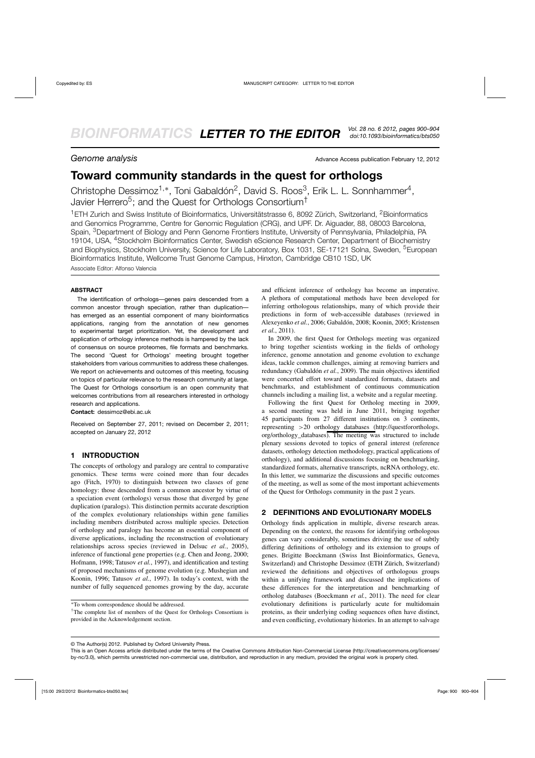## Toward community standards in the quest for orthologs

Christophe Dessimoz[1,*], Toni Gabaldón[2], David S. Roos[3], Erik L. L. Sonnhammer[4], Javier Herrero[5]; and the Quest for Orthologs Consortium[†]

[1]ETH Zurich and Swiss Institute of Bioinformatics, Universitätstrasse 6, 8092 Zürich, Switzerland, [2]Bioinformatics and Genomics Programme, Centre for Genomic Regulation (CRG), and UPF. Dr. Aiguader, 88, 08003 Barcelona, Spain, [3]Department of Biology and Penn Genome Frontiers Institute, University of Pennsylvania, Philadelphia, PA 19104, USA, [4]Stockholm Bioinformatics Center, Swedish eScience Research Center, Department of Biochemistry and Biophysics, Stockholm University, Science for Life Laboratory, Box 1031, SE-17121 Solna, Sweden, [5]European Bioinformatics Institute, Wellcome Trust Genome Campus, Hinxton, Cambridge CB10 1SD, UK

Associate Editor: Alfonso Valencia

Genome analysis

Advance Access publication February 12, 2012

### ABSTRACT

The identification of orthologs—genes pairs descended from a common ancestor through speciation, rather than duplication—has emerged as an essential component of many bioinformatics applications, ranging from the annotation of new genomes to experimental target prioritization. Yet, the development and application of orthology inference methods is hampered by the lack of consensus on source proteomes, file formats and benchmarks. The second 'Quest for Orthologs' meeting brought together stakeholders from various communities to address these challenges. We report on achievements and outcomes of this meeting, focusing on topics of particular relevance to the research community at large. The Quest for Orthologs consortium is an open community that welcomes contributions from all researchers interested in orthology research and applications.

**Contact:** dessimoz@ebi.ac.uk

Received on September 27, 2011; revised on December 2, 2011; accepted on January 22, 2012

## 1 INTRODUCTION

The concepts of orthology and paralogy are central to comparative genomics. These terms were coined more than four decades ago (Fitch, 1970) to distinguish between two classes of gene homology: those descended from a common ancestor by virtue of a speciation event (orthologs) versus those that diverged by gene duplication (paralogs). This distinction permits accurate description of the complex evolutionary relationships within gene families including members distributed across multiple species. Detection of orthology and paralogy has become an essential component of diverse applications, including the reconstruction of evolutionary relationships across species (reviewed in Delsuc *et al.*, 2005), inference of functional gene properties (e.g. Chen and Jeong, 2000; Hofmann, 1998; Tatusov *et al.*, 1997), and identification and testing of proposed mechanisms of genome evolution (e.g. Mushegian and Koonin, 1996; Tatusov *et al.*, 1997). In today's context, with the number of fully sequenced genomes growing by the day, accurate and efficient inference of orthology has become an imperative. A plethora of computational methods have been developed for inferring orthologous relationships, many of which provide their predictions in form of web-accessible databases (reviewed in Alexeyenko *et al.*, 2006; Gabaldón, 2008; Koonin, 2005; Kristensen *et al.*, 2011).

In 2009, the first Quest for Orthologs meeting was organized to bring together scientists working in the fields of orthology inference, genome annotation and genome evolution to exchange ideas, tackle common challenges, aiming at removing barriers and redundancy (Gabaldón *et al.*, 2009). The main objectives identified were concerted effort toward standardized formats, datasets and benchmarks, and establishment of continuous communication channels including a mailing list, a website and a regular meeting.

Following the first Quest for Ortholog meeting in 2009, a second meeting was held in June 2011, bringing together 45 participants from 27 different institutions on 3 continents, representing >20 orthology databases (http://questfororthologs.org/orthology_databases). The meeting was structured to include plenary sessions devoted to topics of general interest (reference datasets, orthology detection methodology, practical applications of orthology), and additional discussions focusing on benchmarking, standardized formats, alternative transcripts, ncRNA orthology, etc. In this letter, we summarize the discussions and specific outcomes of the meeting, as well as some of the most important achievements of the Quest for Orthologs community in the past 2 years.

## 2 DEFINITIONS AND EVOLUTIONARY MODELS

Orthology finds application in multiple, diverse research areas. Depending on the context, the reasons for identifying orthologous genes can vary considerably, sometimes driving the use of subtly differing definitions of orthology and its extension to groups of genes. Brigitte Boeckmann (Swiss Inst Bioinformatics, Geneva, Switzerland) and Christophe Dessimoz (ETH Zürich, Switzerland) reviewed the definitions and objectives of orthologous groups within a unifying framework and discussed the implications of these differences for the interpretation and benchmarking of ortholog databases (Boeckmann *et al.*, 2011). The need for clear evolutionary definitions is particularly acute for multidomain proteins, as their underlying coding sequences often have distinct, and even conflicting, evolutionary histories. In an attempt to salvage

*To whom correspondence should be addressed.

†The complete list of members of the Quest for Orthologs Consortium is provided in the Acknowledgement section.

© The Author(s) 2012. Published by Oxford University Press.

This is an Open Access article distributed under the terms of the Creative Commons Attribution Non-Commercial License (http://creativecommons.org/licenses/by-nc/3.0), which permits unrestricted non-commercial use, distribution, and reproduction in any medium, provided the original work is properly cited.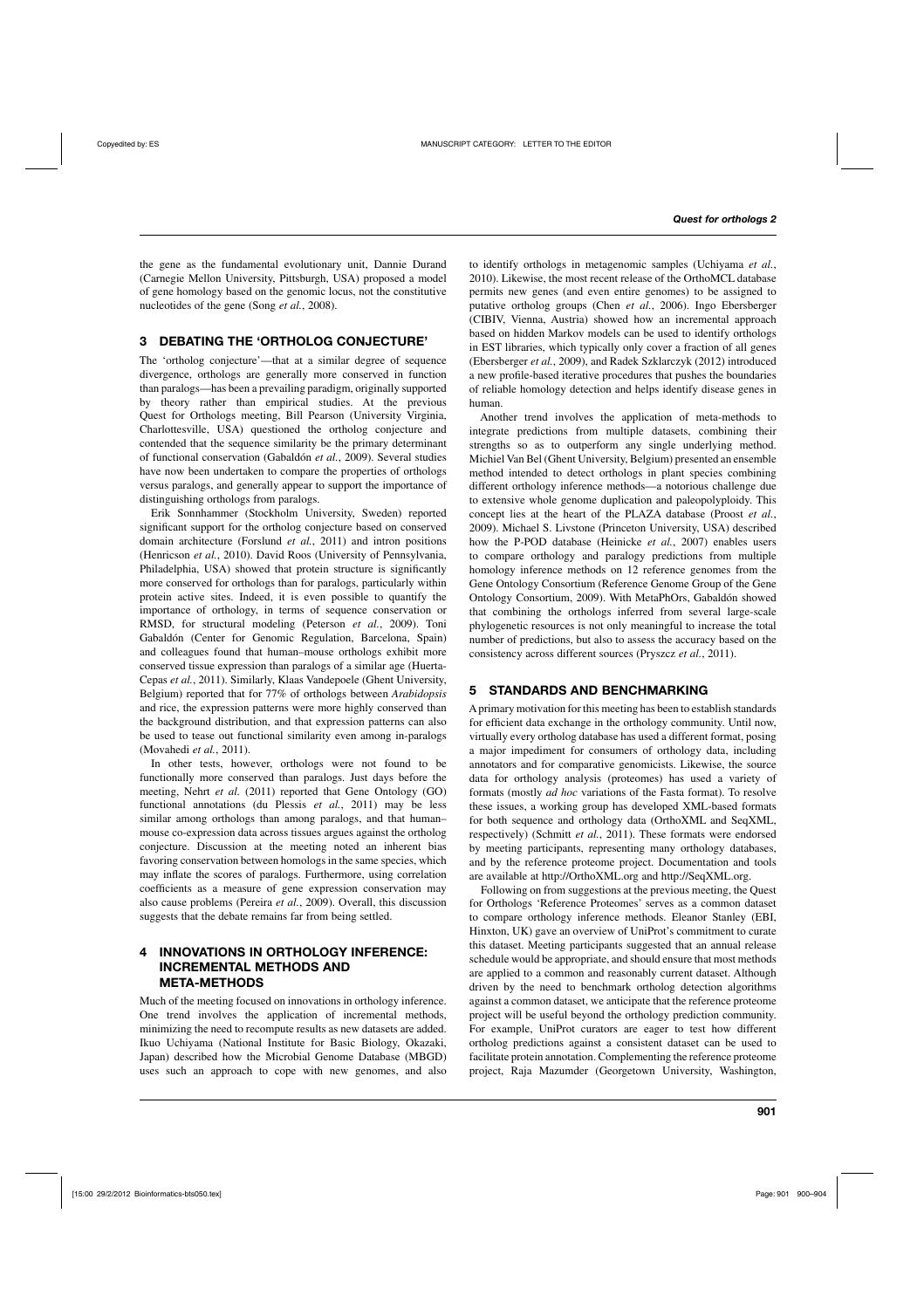the gene as the fundamental evolutionary unit, Dannie Durand (Carnegie Mellon University, Pittsburgh, USA) proposed a model of gene homology based on the genomic locus, not the constitutive nucleotides of the gene (Song *et al.*, 2008).

## 3 DEBATING THE 'ORTHOLOG CONJECTURE'

The 'ortholog conjecture'—that at a similar degree of sequence divergence, orthologs are generally more conserved in function than paralogs—has been a prevailing paradigm, originally supported by theory rather than empirical studies. At the previous Quest for Orthologs meeting, Bill Pearson (University Virginia, Charlottesville, USA) questioned the ortholog conjecture and contended that the sequence similarity be the primary determinant of functional conservation (Gabaldón *et al.*, 2009). Several studies have now been undertaken to compare the properties of orthologs versus paralogs, and generally appear to support the importance of distinguishing orthologs from paralogs.

Erik Sonnhammer (Stockholm University, Sweden) reported significant support for the ortholog conjecture based on conserved domain architecture (Forslund *et al.*, 2011) and intron positions (Henricson *et al.*, 2010). David Roos (University of Pennsylvania, Philadelphia, USA) showed that protein structure is significantly more conserved for orthologs than for paralogs, particularly within protein active sites. Indeed, it is even possible to quantify the importance of orthology, in terms of sequence conservation or RMSD, for structural modeling (Peterson *et al.*, 2009). Toni Gabaldón (Center for Genomic Regulation, Barcelona, Spain) and colleagues found that human–mouse orthologs exhibit more conserved tissue expression than paralogs of a similar age (Huerta-Cepas *et al.*, 2011). Similarly, Klaas Vandepoele (Ghent University, Belgium) reported that for 77% of orthologs between *Arabidopsis* and rice, the expression patterns were more highly conserved than the background distribution, and that expression patterns can also be used to tease out functional similarity even among in-paralogs (Movahedi *et al.*, 2011).

In other tests, however, orthologs were not found to be functionally more conserved than paralogs. Just days before the meeting, Nehrt *et al.* (2011) reported that Gene Ontology (GO) functional annotations (du Plessis *et al.*, 2011) may be less similar among orthologs than among paralogs, and that human–mouse co-expression data across tissues argues against the ortholog conjecture. Discussion at the meeting noted an inherent bias favoring conservation between homologs in the same species, which may inflate the scores of paralogs. Furthermore, using correlation coefficients as a measure of gene expression conservation may also cause problems (Pereira *et al.*, 2009). Overall, this discussion suggests that the debate remains far from being settled.

## 4 INNOVATIONS IN ORTHOLOGY INFERENCE: INCREMENTAL METHODS AND META-METHODS

Much of the meeting focused on innovations in orthology inference. One trend involves the application of incremental methods, minimizing the need to recompute results as new datasets are added. Ikuo Uchiyama (National Institute for Basic Biology, Okazaki, Japan) described how the Microbial Genome Database (MBGD) uses such an approach to cope with new genomes, and also to identify orthologs in metagenomic samples (Uchiyama *et al.*, 2010). Likewise, the most recent release of the OrthoMCL database permits new genes (and even entire genomes) to be assigned to putative ortholog groups (Chen *et al.*, 2006). Ingo Ebersberger (CIBIV, Vienna, Austria) showed how an incremental approach based on hidden Markov models can be used to identify orthologs in EST libraries, which typically only cover a fraction of all genes (Ebersberger *et al.*, 2009), and Radek Szklarczyk (2012) introduced a new profile-based iterative procedures that pushes the boundaries of reliable homology detection and helps identify disease genes in human.

Another trend involves the application of meta-methods to integrate predictions from multiple datasets, combining their strengths so as to outperform any single underlying method. Michiel Van Bel (Ghent University, Belgium) presented an ensemble method intended to detect orthologs in plant species combining different orthology inference methods—a notorious challenge due to extensive whole genome duplication and paleopolyploidy. This concept lies at the heart of the PLAZA database (Proost *et al.*, 2009). Michael S. Livstone (Princeton University, USA) described how the P-POD database (Heinicke *et al.*, 2007) enables users to compare orthology and paralogy predictions from multiple homology inference methods on 12 reference genomes from the Gene Ontology Consortium (Reference Genome Group of the Gene Ontology Consortium, 2009). With MetaPhOrs, Gabaldón showed that combining the orthologs inferred from several large-scale phylogenetic resources is not only meaningful to increase the total number of predictions, but also to assess the accuracy based on the consistency across different sources (Pryszcz *et al.*, 2011).

## 5 STANDARDS AND BENCHMARKING

A primary motivation for this meeting has been to establish standards for efficient data exchange in the orthology community. Until now, virtually every ortholog database has used a different format, posing a major impediment for consumers of orthology data, including annotators and for comparative genomicists. Likewise, the source data for orthology analysis (proteomes) has used a variety of formats (mostly *ad hoc* variations of the Fasta format). To resolve these issues, a working group has developed XML-based formats for both sequence and orthology data (OrthoXML and SeqXML, respectively) (Schmitt *et al.*, 2011). These formats were endorsed by meeting participants, representing many orthology databases, and by the reference proteome project. Documentation and tools are available at http://OrthoXML.org and http://SeqXML.org.

Following on from suggestions at the previous meeting, the Quest for Orthologs 'Reference Proteomes' serves as a common dataset to compare orthology inference methods. Eleanor Stanley (EBI, Hinxton, UK) gave an overview of UniProt's commitment to curate this dataset. Meeting participants suggested that an annual release schedule would be appropriate, and should ensure that most methods are applied to a common and reasonably current dataset. Although driven by the need to benchmark ortholog detection algorithms against a common dataset, we anticipate that the reference proteome project will be useful beyond the orthology prediction community. For example, UniProt curators are eager to test how different ortholog predictions against a consistent dataset can be used to facilitate protein annotation. Complementing the reference proteome project, Raja Mazumder (Georgetown University, Washington,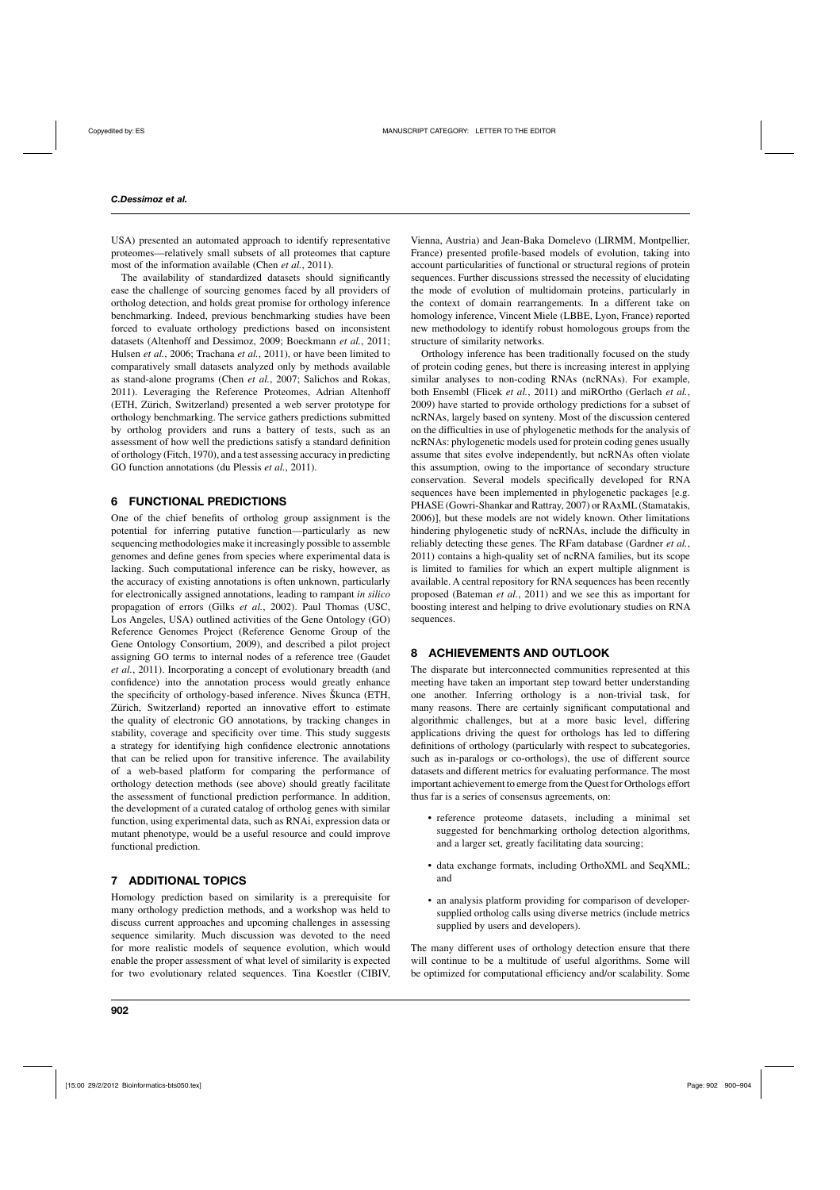USA) presented an automated approach to identify representative proteomes—relatively small subsets of all proteomes that capture most of the information available (Chen *et al.*, 2011).

The availability of standardized datasets should significantly ease the challenge of sourcing genomes faced by all providers of ortholog detection, and holds great promise for orthology inference benchmarking. Indeed, previous benchmarking studies have been forced to evaluate orthology predictions based on inconsistent datasets (Altenhoff and Dessimoz, 2009; Boeckmann *et al.*, 2011; Hulsen *et al.*, 2006; Trachana *et al.*, 2011), or have been limited to comparatively small datasets analyzed only by methods available as stand-alone programs (Chen *et al.*, 2007; Salichos and Rokas, 2011). Leveraging the Reference Proteomes, Adrian Altenhoff (ETH, Zürich, Switzerland) presented a web server prototype for orthology benchmarking. The service gathers predictions submitted by ortholog providers and runs a battery of tests, such as an assessment of how well the predictions satisfy a standard definition of orthology (Fitch, 1970), and a test assessing accuracy in predicting GO function annotations (du Plessis *et al.*, 2011).

## 6 FUNCTIONAL PREDICTIONS

One of the chief benefits of ortholog group assignment is the potential for inferring putative function—particularly as new sequencing methodologies make it increasingly possible to assemble genomes and define genes from species where experimental data is lacking. Such computational inference can be risky, however, as the accuracy of existing annotations is often unknown, particularly for electronically assigned annotations, leading to rampant *in silico* propagation of errors (Gilks *et al.*, 2002). Paul Thomas (USC, Los Angeles, USA) outlined activities of the Gene Ontology (GO) Reference Genomes Project (Reference Genome Group of the Gene Ontology Consortium, 2009), and described a pilot project assigning GO terms to internal nodes of a reference tree (Gaudet *et al.*, 2011). Incorporating a concept of evolutionary breadth (and confidence) into the annotation process would greatly enhance the specificity of orthology-based inference. Nives Škunca (ETH, Zürich, Switzerland) reported an innovative effort to estimate the quality of electronic GO annotations, by tracking changes in stability, coverage and specificity over time. This study suggests a strategy for identifying high confidence electronic annotations that can be relied upon for transitive inference. The availability of a web-based platform for comparing the performance of orthology detection methods (see above) should greatly facilitate the assessment of functional prediction performance. In addition, the development of a curated catalog of ortholog genes with similar function, using experimental data, such as RNAi, expression data or mutant phenotype, would be a useful resource and could improve functional prediction.

## 7 ADDITIONAL TOPICS

Homology prediction based on similarity is a prerequisite for many orthology prediction methods, and a workshop was held to discuss current approaches and upcoming challenges in assessing sequence similarity. Much discussion was devoted to the need for more realistic models of sequence evolution, which would enable the proper assessment of what level of similarity is expected for two evolutionary related sequences. Tina Koestler (CIBIV, Vienna, Austria) and Jean-Baka Domelevo (LIRMM, Montpellier, France) presented profile-based models of evolution, taking into account particularities of functional or structural regions of protein sequences. Further discussions stressed the necessity of elucidating the mode of evolution of multidomain proteins, particularly in the context of domain rearrangements. In a different take on homology inference, Vincent Miele (LBBE, Lyon, France) reported new methodology to identify robust homologous groups from the structure of similarity networks.

Orthology inference has been traditionally focused on the study of protein coding genes, but there is increasing interest in applying similar analyses to non-coding RNAs (ncRNAs). For example, both Ensembl (Flicek *et al.*, 2011) and miROrtho (Gerlach *et al.*, 2009) have started to provide orthology predictions for a subset of ncRNAs, largely based on synteny. Most of the discussion centered on the difficulties in use of phylogenetic methods for the analysis of ncRNAs: phylogenetic models used for protein coding genes usually assume that sites evolve independently, but ncRNAs often violate this assumption, owing to the importance of secondary structure conservation. Several models specifically developed for RNA sequences have been implemented in phylogenetic packages [e.g. PHASE (Gowri-Shankar and Rattray, 2007) or RAxML (Stamatakis, 2006)], but these models are not widely known. Other limitations hindering phylogenetic study of ncRNAs, include the difficulty in reliably detecting these genes. The RFam database (Gardner *et al.*, 2011) contains a high-quality set of ncRNA families, but its scope is limited to families for which an expert multiple alignment is available. A central repository for RNA sequences has been recently proposed (Bateman *et al.*, 2011) and we see this as important for boosting interest and helping to drive evolutionary studies on RNA sequences.

## 8 ACHIEVEMENTS AND OUTLOOK

The disparate but interconnected communities represented at this meeting have taken an important step toward better understanding one another. Inferring orthology is a non-trivial task, for many reasons. There are certainly significant computational and algorithmic challenges, but at a more basic level, differing applications driving the quest for orthologs has led to differing definitions of orthology (particularly with respect to subcategories, such as in-paralogs or co-orthologs), the use of different source datasets and different metrics for evaluating performance. The most important achievement to emerge from the Quest for Orthologs effort thus far is a series of consensus agreements, on:

- reference proteome datasets, including a minimal set suggested for benchmarking ortholog detection algorithms, and a larger set, greatly facilitating data sourcing;
- data exchange formats, including OrthoXML and SeqXML; and
- an analysis platform providing for comparison of developer-supplied ortholog calls using diverse metrics (include metrics supplied by users and developers).

The many different uses of orthology detection ensure that there will continue to be a multitude of useful algorithms. Some will be optimized for computational efficiency and/or scalability. Some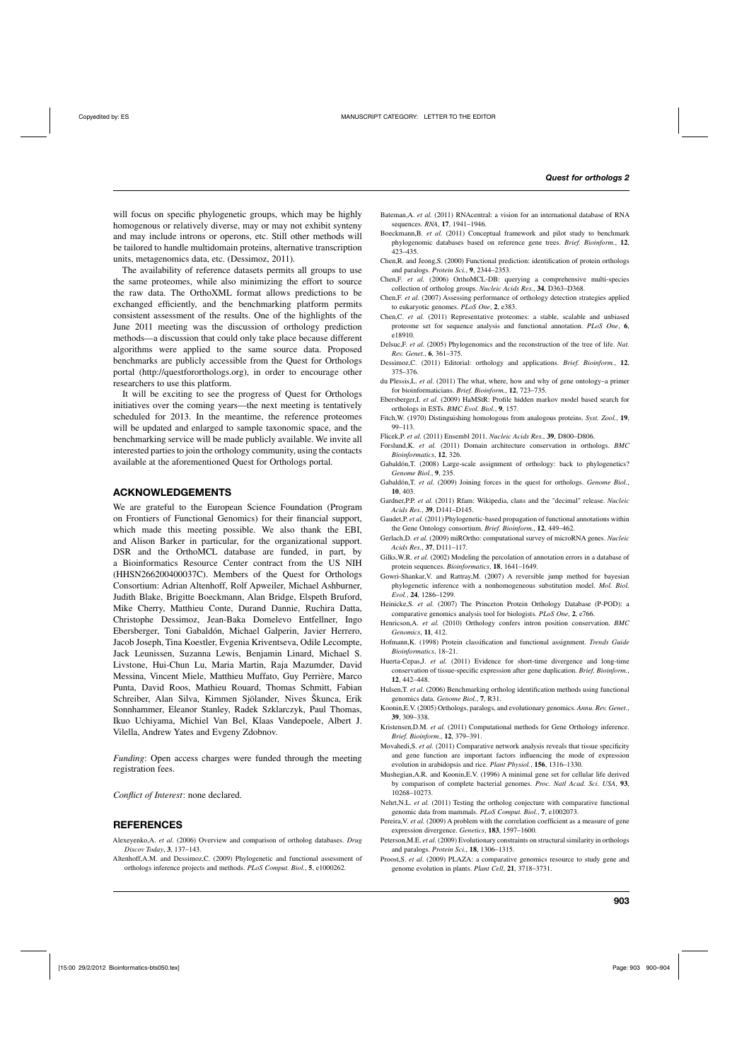will focus on specific phylogenetic groups, which may be highly homogenous or relatively diverse, may or may not exhibit synteny and may include introns or operons, etc. Still other methods will be tailored to handle multidomain proteins, alternative transcription units, metagenomics data, etc. (Dessimoz, 2011).

The availability of reference datasets permits all groups to use the same proteomes, while also minimizing the effort to source the raw data. The OrthoXML format allows predictions to be exchanged efficiently, and the benchmarking platform permits consistent assessment of the results. One of the highlights of the June 2011 meeting was the discussion of orthology prediction methods—a discussion that could only take place because different algorithms were applied to the same source data. Proposed benchmarks are publicly accessible from the Quest for Orthologs portal (http://questfororthologs.org), in order to encourage other researchers to use this platform.

It will be exciting to see the progress of Quest for Orthologs initiatives over the coming years—the next meeting is tentatively scheduled for 2013. In the meantime, the reference proteomes will be updated and enlarged to sample taxonomic space, and the benchmarking service will be made publicly available. We invite all interested parties to join the orthology community, using the contacts available at the aforementioned Quest for Orthologs portal.

## ACKNOWLEDGEMENTS

We are grateful to the European Science Foundation (Program on Frontiers of Functional Genomics) for their financial support, which made this meeting possible. We also thank the EBI, and Alison Barker in particular, for the organizational support. DSR and the OrthoMCL database are funded, in part, by a Bioinformatics Resource Center contract from the US NIH (HHSN266200400037C). Members of the Quest for Orthologs Consortium: Adrian Altenhoff, Rolf Apweiler, Michael Ashburner, Judith Blake, Brigitte Boeckmann, Alan Bridge, Elspeth Bruford, Mike Cherry, Matthieu Conte, Durand Dannie, Ruchira Datta, Christophe Dessimoz, Jean-Baka Domelevo Entfellner, Ingo Ebersberger, Toni Gabaldón, Michael Galperin, Javier Herrero, Jacob Joseph, Tina Koestler, Evgenia Kriventseva, Odile Lecompte, Jack Leunissen, Suzanna Lewis, Benjamin Linard, Michael S. Livstone, Hui-Chun Lu, Maria Martin, Raja Mazumder, David Messina, Vincent Miele, Matthieu Muffato, Guy Perrière, Marco Punta, David Roos, Mathieu Rouard, Thomas Schmitt, Fabian Schreiber, Alan Silva, Kimmen Sjölander, Nives Škunca, Erik Sonnhammer, Eleanor Stanley, Radek Szklarczyk, Paul Thomas, Ikuo Uchiyama, Michiel Van Bel, Klaas Vandepoele, Albert J. Vilella, Andrew Yates and Evgeny Zdobnov.

*Funding*: Open access charges were funded through the meeting registration fees.

*Conflict of Interest*: none declared.

## REFERENCES

Alexeyenko,A. *et al.* (2006) Overview and comparison of ortholog databases. *Drug Discov Today*, **3**, 137–143.

Altenhoff,A.M. and Dessimoz,C. (2009) Phylogenetic and functional assessment of orthologs inference projects and methods. *PLoS Comput. Biol.*, **5**, e1000262.

Bateman,A. *et al.* (2011) RNAcentral: a vision for an international database of RNA sequences. *RNA*, **17**, 1941–1946.

Boeckmann,B. *et al.* (2011) Conceptual framework and pilot study to benchmark phylogenomic databases based on reference gene trees. *Brief. Bioinform.*, **12**, 423–435.

Chen,R. and Jeong,S. (2000) Functional prediction: identification of protein orthologs and paralogs. *Protein Sci.*, **9**, 2344–2353.

Chen,F. *et al.* (2006) OrthoMCL-DB: querying a comprehensive multi-species collection of ortholog groups. *Nucleic Acids Res.*, **34**, D363–D368.

Chen,F. *et al.* (2007) Assessing performance of orthology detection strategies applied to eukaryotic genomes. *PLoS One*, **2**, e383.

Chen,C. *et al.* (2011) Representative proteomes: a stable, scalable and unbiased proteome set for sequence analysis and functional annotation. *PLoS One*, **6**, e18910.

Delsuc,F. *et al.* (2005) Phylogenomics and the reconstruction of the tree of life. *Nat. Rev. Genet.*, **6**, 361–375.

Dessimoz,C. (2011) Editorial: orthology and applications. *Brief. Bioinform.*, **12**, 375–376.

du Plessis,L. *et al.* (2011) The what, where, how and why of gene ontology–a primer for bioinformaticians. *Brief. Bioinform.*, **12**, 723–735.

Ebersberger,I. *et al.* (2009) HaMStR: Profile hidden markov model based search for orthologs in ESTs. *BMC Evol. Biol.*, **9**, 157.

Fitch,W. (1970) Distinguishing homologous from analogous proteins. *Syst. Zool.*, **19**, 99–113.

Flicek,P. *et al.* (2011) Ensembl 2011. *Nucleic Acids Res.*, **39**, D800–D806.

Forslund,K. *et al.* (2011) Domain architecture conservation in orthologs. *BMC Bioinformatics*, **12**, 326.

Gabaldón,T. (2008) Large-scale assignment of orthology: back to phylogenetics? *Genome Biol.*, **9**, 235.

Gabaldón,T. *et al.* (2009) Joining forces in the quest for orthologs. *Genome Biol.*, **10**, 403.

Gardner,P.P. *et al.* (2011) Rfam: Wikipedia, clans and the "decimal" release. *Nucleic Acids Res.*, **39**, D141–D145.

Gaudet,P. *et al.* (2011) Phylogenetic-based propagation of functional annotations within the Gene Ontology consortium. *Brief. Bioinform.*, **12**, 449–462.

Gerlach,D. *et al.* (2009) miROrtho: computational survey of microRNA genes. *Nucleic Acids Res.*, **37**, D111–117.

Gilks,W.R. *et al.* (2002) Modeling the percolation of annotation errors in a database of protein sequences. *Bioinformatics*, **18**, 1641–1649.

Gowri-Shankar,V. and Rattray,M. (2007) A reversible jump method for bayesian phylogenetic inference with a nonhomogeneous substitution model. *Mol. Biol. Evol.*, **24**, 1286–1299.

Heinicke,S. *et al.* (2007) The Princeton Protein Orthology Database (P-POD): a comparative genomics analysis tool for biologists. *PLoS One*, **2**, e766.

Henricson,A. *et al.* (2010) Orthology confers intron position conservation. *BMC Genomics*, **11**, 412.

Hofmann,K. (1998) Protein classification and functional assignment. *Trends Guide Bioinformatics*, 18–21.

Huerta-Cepas,J. *et al.* (2011) Evidence for short-time divergence and long-time conservation of tissue-specific expression after gene duplication. *Brief. Bioinform.*, **12**, 442–448.

Hulsen,T. *et al.* (2006) Benchmarking ortholog identification methods using functional genomics data. *Genome Biol.*, **7**, R31.

Koonin,E.V. (2005) Orthologs, paralogs, and evolutionary genomics. *Annu. Rev. Genet.*, **39**, 309–338.

Kristensen,D.M. *et al.* (2011) Computational methods for Gene Orthology inference. *Brief. Bioinform.*, **12**, 379–391.

Movahedi,S. *et al.* (2011) Comparative network analysis reveals that tissue specificity and gene function are important factors influencing the mode of expression evolution in arabidopsis and rice. *Plant Physiol.*, **156**, 1316–1330.

Mushegian,A.R. and Koonin,E.V. (1996) A minimal gene set for cellular life derived by comparison of complete bacterial genomes. *Proc. Natl Acad. Sci. USA*, **93**, 10268–10273.

Nehrt,N.L. *et al.* (2011) Testing the ortholog conjecture with comparative functional genomic data from mammals. *PLoS Comput. Biol.*, **7**, e1002073.

Pereira,V. *et al.* (2009) A problem with the correlation coefficient as a measure of gene expression divergence. *Genetics*, **183**, 1597–1600.

Peterson,M.E. *et al.* (2009) Evolutionary constraints on structural similarity in orthologs and paralogs. *Protein Sci.*, **18**, 1306–1315.

Proost,S. *et al.* (2009) PLAZA: a comparative genomics resource to study gene and genome evolution in plants. *Plant Cell*, **21**, 3718–3731.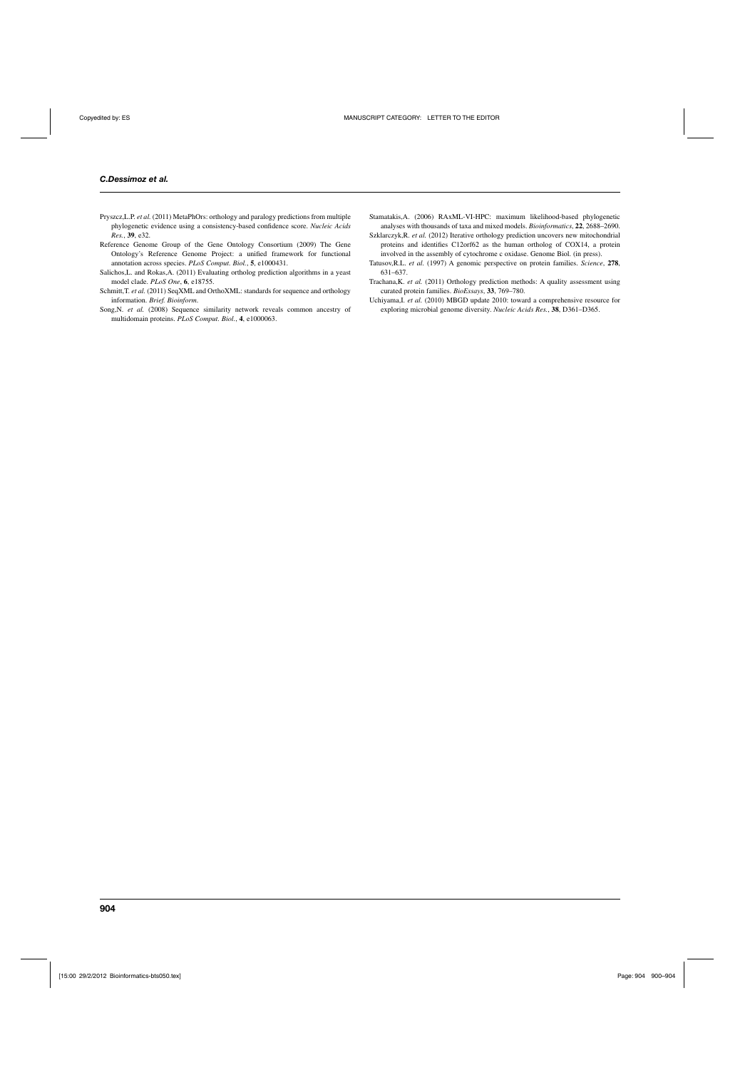Pryszcz,L.P. *et al.* (2011) MetaPhOrs: orthology and paralogy predictions from multiple phylogenetic evidence using a consistency-based confidence score. *Nucleic Acids Res.*, **39**, e32.

Reference Genome Group of the Gene Ontology Consortium (2009) The Gene Ontology's Reference Genome Project: a unified framework for functional annotation across species. *PLoS Comput. Biol.*, **5**, e1000431.

Salichos,L. and Rokas,A. (2011) Evaluating ortholog prediction algorithms in a yeast model clade. *PLoS One*, **6**, e18755.

Schmitt,T. *et al.* (2011) SeqXML and OrthoXML: standards for sequence and orthology information. *Brief. Bioinform.*

Song,N. *et al.* (2008) Sequence similarity network reveals common ancestry of multidomain proteins. *PLoS Comput. Biol.*, **4**, e1000063.

Stamatakis,A. (2006) RAxML-VI-HPC: maximum likelihood-based phylogenetic analyses with thousands of taxa and mixed models. *Bioinformatics*, **22**, 2688–2690.

Szklarczyk,R. *et al.* (2012) Iterative orthology prediction uncovers new mitochondrial proteins and identifies C12orf62 as the human ortholog of COX14, a protein involved in the assembly of cytochrome c oxidase. Genome Biol. (in press).

Tatusov,R.L. *et al.* (1997) A genomic perspective on protein families. *Science*, **278**, 631–637.

Trachana,K. *et al.* (2011) Orthology prediction methods: A quality assessment using curated protein families. *BioEssays*, **33**, 769–780.

Uchiyama,I. *et al.* (2010) MBGD update 2010: toward a comprehensive resource for exploring microbial genome diversity. *Nucleic Acids Res.*, **38**, D361–D365.